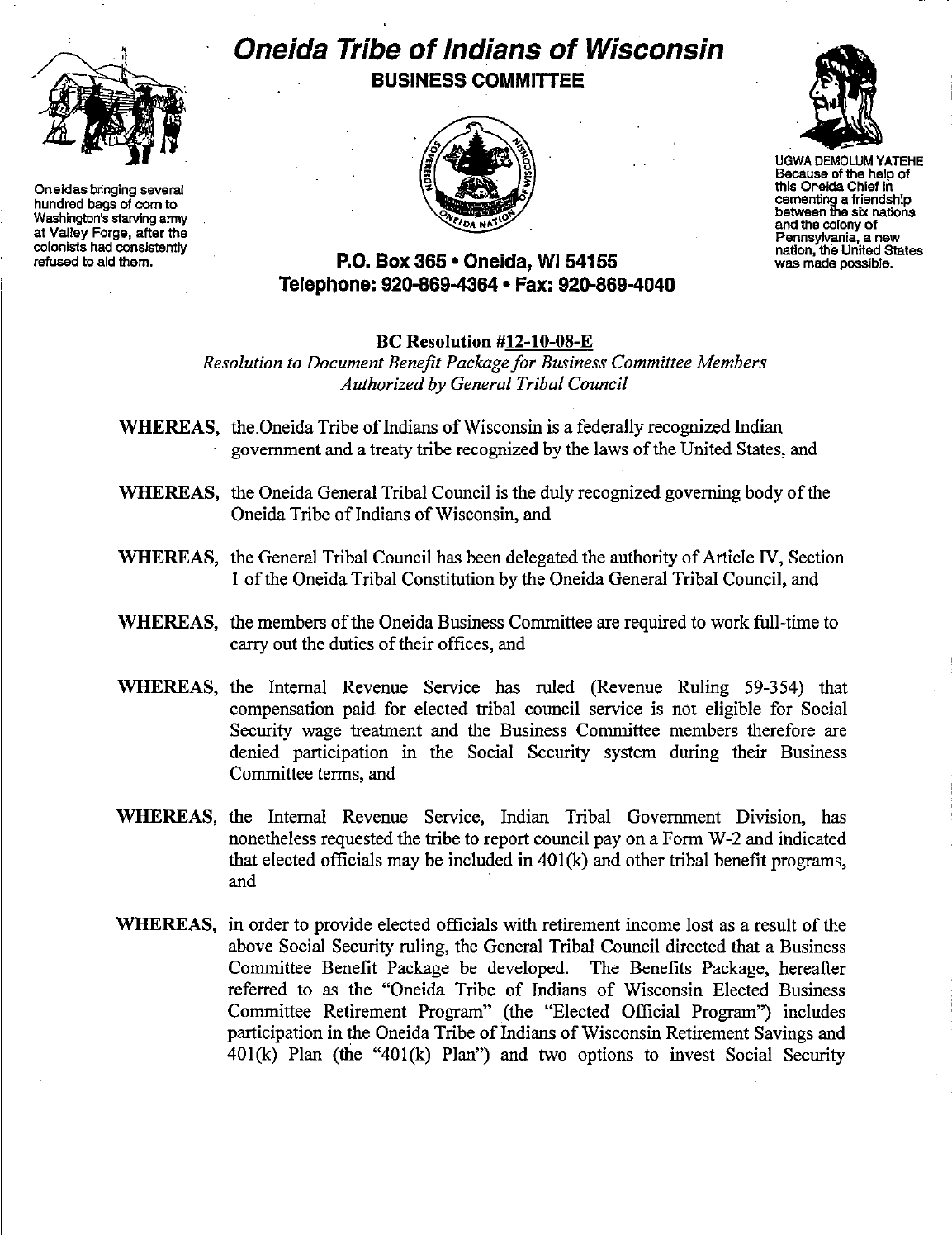Oneidas bringing several hundred bags of corn to Washington's starving army at Valley Forge, after the colonists had consistently refused to aid them.

# Oneida Tribe of Indians of Wisconsin

## BUSINESS COMMITTEE

UGWA DEMOLUM YATEHE
Because of the help of this Oneida Chief in cementing a friendship between the six nations and the colony of Pennsylvania, a new nation, the United States was made possible.

**P.O. Box 365 • Oneida, WI 54155**
**Telephone: 920-869-4364 • Fax: 920-869-4040**

**BC Resolution #12-10-08-E**
*Resolution to Document Benefit Package for Business Committee Members Authorized by General Tribal Council*

**WHEREAS,** the Oneida Tribe of Indians of Wisconsin is a federally recognized Indian government and a treaty tribe recognized by the laws of the United States, and

**WHEREAS,** the Oneida General Tribal Council is the duly recognized governing body of the Oneida Tribe of Indians of Wisconsin, and

**WHEREAS,** the General Tribal Council has been delegated the authority of Article IV, Section 1 of the Oneida Tribal Constitution by the Oneida General Tribal Council, and

**WHEREAS,** the members of the Oneida Business Committee are required to work full-time to carry out the duties of their offices, and

**WHEREAS,** the Internal Revenue Service has ruled (Revenue Ruling 59-354) that compensation paid for elected tribal council service is not eligible for Social Security wage treatment and the Business Committee members therefore are denied participation in the Social Security system during their Business Committee terms, and

**WHEREAS,** the Internal Revenue Service, Indian Tribal Government Division, has nonetheless requested the tribe to report council pay on a Form W-2 and indicated that elected officials may be included in 401(k) and other tribal benefit programs, and

**WHEREAS,** in order to provide elected officials with retirement income lost as a result of the above Social Security ruling, the General Tribal Council directed that a Business Committee Benefit Package be developed. The Benefits Package, hereafter referred to as the "Oneida Tribe of Indians of Wisconsin Elected Business Committee Retirement Program" (the "Elected Official Program") includes participation in the Oneida Tribe of Indians of Wisconsin Retirement Savings and 401(k) Plan (the "401(k) Plan") and two options to invest Social Security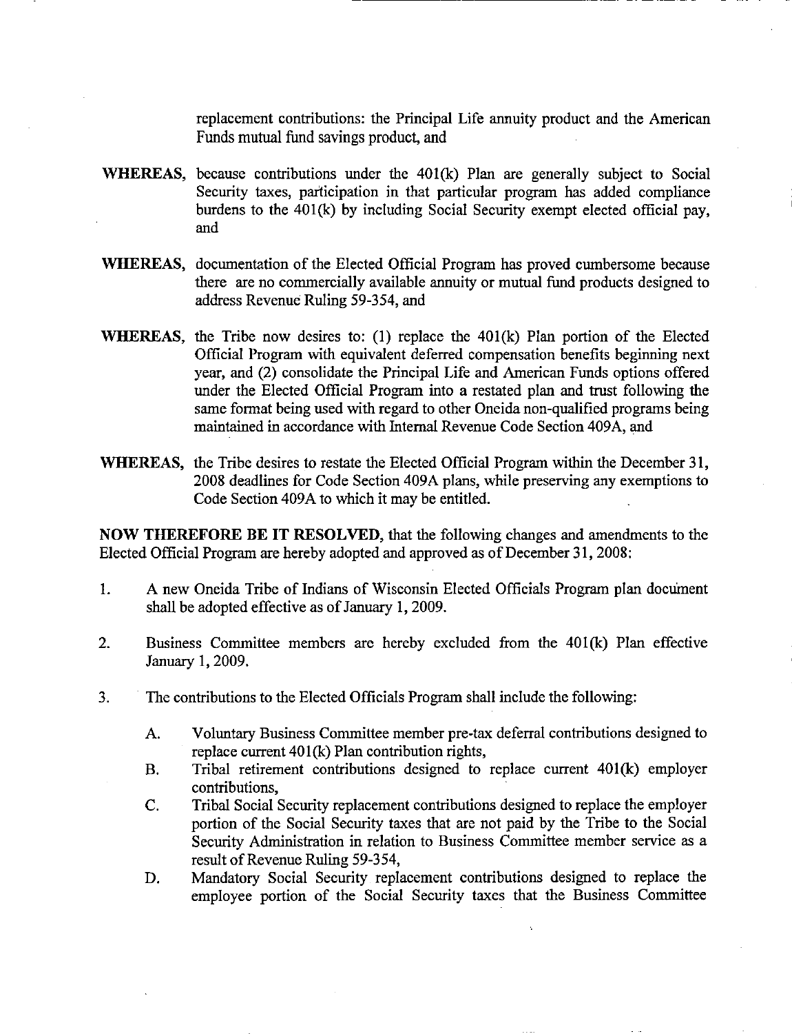replacement contributions: the Principal Life annuity product and the American Funds mutual fund savings product, and

**WHEREAS**, because contributions under the 401(k) Plan are generally subject to Social Security taxes, participation in that particular program has added compliance burdens to the 401(k) by including Social Security exempt elected official pay, and

**WHEREAS**, documentation of the Elected Official Program has proved cumbersome because there are no commercially available annuity or mutual fund products designed to address Revenue Ruling 59-354, and

**WHEREAS**, the Tribe now desires to: (1) replace the 401(k) Plan portion of the Elected Official Program with equivalent deferred compensation benefits beginning next year, and (2) consolidate the Principal Life and American Funds options offered under the Elected Official Program into a restated plan and trust following the same format being used with regard to other Oneida non-qualified programs being maintained in accordance with Internal Revenue Code Section 409A, and

**WHEREAS**, the Tribe desires to restate the Elected Official Program within the December 31, 2008 deadlines for Code Section 409A plans, while preserving any exemptions to Code Section 409A to which it may be entitled.

**NOW THEREFORE BE IT RESOLVED**, that the following changes and amendments to the Elected Official Program are hereby adopted and approved as of December 31, 2008:

1. A new Oneida Tribe of Indians of Wisconsin Elected Officials Program plan document shall be adopted effective as of January 1, 2009.

2. Business Committee members are hereby excluded from the 401(k) Plan effective January 1, 2009.

3. The contributions to the Elected Officials Program shall include the following:

   A. Voluntary Business Committee member pre-tax deferral contributions designed to replace current 401(k) Plan contribution rights,

   B. Tribal retirement contributions designed to replace current 401(k) employer contributions,

   C. Tribal Social Security replacement contributions designed to replace the employer portion of the Social Security taxes that are not paid by the Tribe to the Social Security Administration in relation to Business Committee member service as a result of Revenue Ruling 59-354,

   D. Mandatory Social Security replacement contributions designed to replace the employee portion of the Social Security taxes that the Business Committee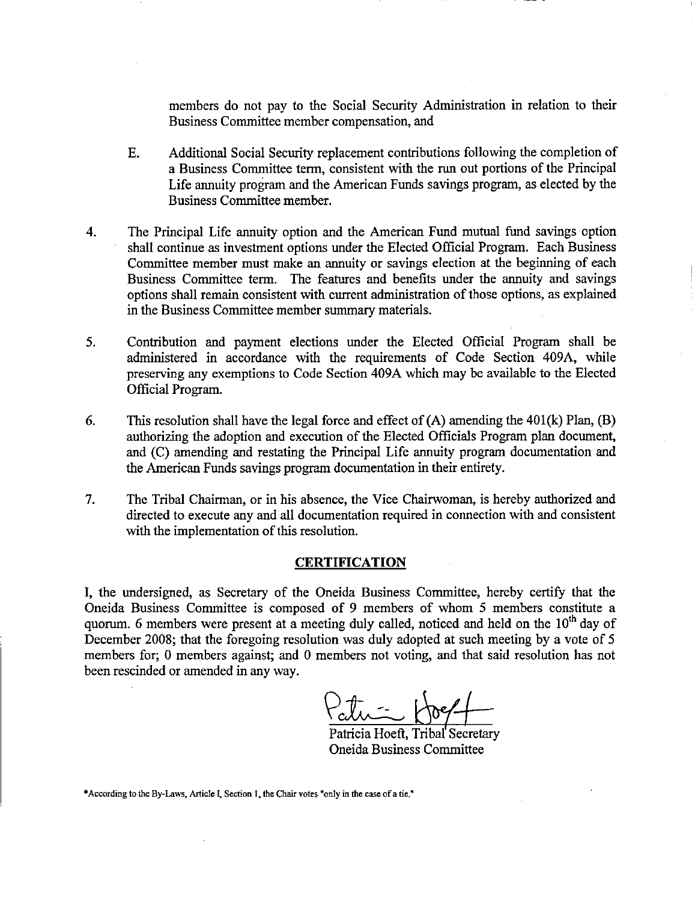members do not pay to the Social Security Administration in relation to their Business Committee member compensation, and

E. Additional Social Security replacement contributions following the completion of a Business Committee term, consistent with the run out portions of the Principal Life annuity program and the American Funds savings program, as elected by the Business Committee member.

4. The Principal Life annuity option and the American Fund mutual fund savings option shall continue as investment options under the Elected Official Program. Each Business Committee member must make an annuity or savings election at the beginning of each Business Committee term. The features and benefits under the annuity and savings options shall remain consistent with current administration of those options, as explained in the Business Committee member summary materials.

5. Contribution and payment elections under the Elected Official Program shall be administered in accordance with the requirements of Code Section 409A, while preserving any exemptions to Code Section 409A which may be available to the Elected Official Program.

6. This resolution shall have the legal force and effect of (A) amending the 401(k) Plan, (B) authorizing the adoption and execution of the Elected Officials Program plan document, and (C) amending and restating the Principal Life annuity program documentation and the American Funds savings program documentation in their entirety.

7. The Tribal Chairman, or in his absence, the Vice Chairwoman, is hereby authorized and directed to execute any and all documentation required in connection with and consistent with the implementation of this resolution.

## CERTIFICATION

I, the undersigned, as Secretary of the Oneida Business Committee, hereby certify that the Oneida Business Committee is composed of 9 members of whom 5 members constitute a quorum. 6 members were present at a meeting duly called, noticed and held on the 10th day of December 2008; that the foregoing resolution was duly adopted at such meeting by a vote of 5 members for; 0 members against; and 0 members not voting, and that said resolution has not been rescinded or amended in any way.

Patricia Hoeft, Tribal Secretary
Oneida Business Committee

*According to the By-Laws, Article I, Section 1, the Chair votes "only in the case of a tie."